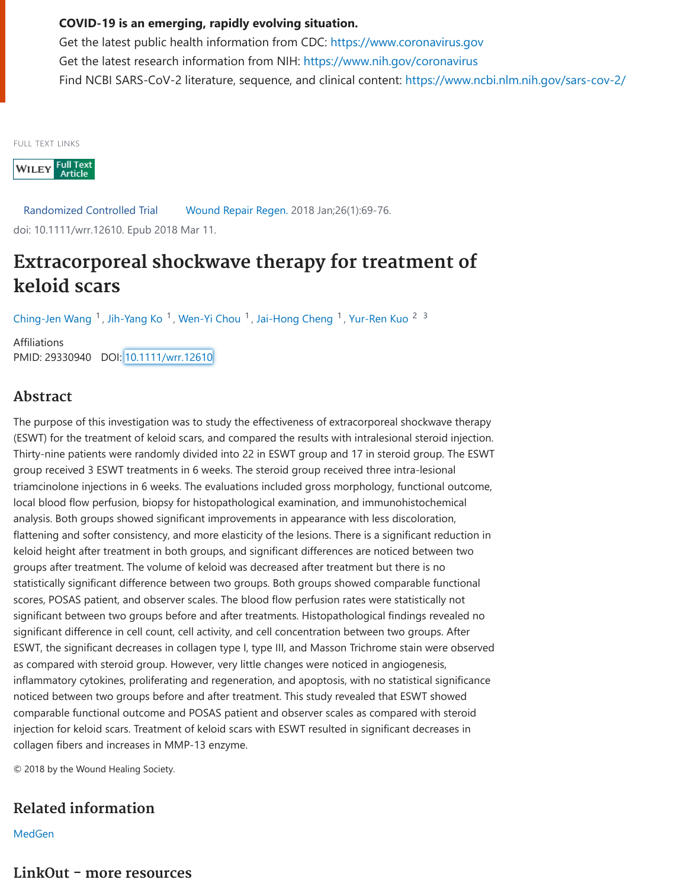**COVID-19 is an emerging, rapidly evolving situation.**

Get the latest public health information from CDC: https://www.coronavirus.gov

Get the latest research information from NIH: https://www.nih.gov/coronavirus

Find NCBI SARS-CoV-2 literature, sequence, and clinical content: https://www.ncbi.nlm.nih.gov/sars-cov-2/

FULL TEXT LINKS

WILEY Full Text Article

Randomized Controlled Trial Wound Repair Regen. 2018 Jan;26(1):69-76.

doi: 10.1111/wrr.12610. Epub 2018 Mar 11.

# Extracorporeal shockwave therapy for treatment of keloid scars

Ching-Jen Wang [1], Jih-Yang Ko [1], Wen-Yi Chou [1], Jai-Hong Cheng [1], Yur-Ren Kuo [2] [3]

Affiliations

PMID: 29330940 DOI: 10.1111/wrr.12610

## Abstract

The purpose of this investigation was to study the effectiveness of extracorporeal shockwave therapy (ESWT) for the treatment of keloid scars, and compared the results with intralesional steroid injection. Thirty-nine patients were randomly divided into 22 in ESWT group and 17 in steroid group. The ESWT group received 3 ESWT treatments in 6 weeks. The steroid group received three intra-lesional triamcinolone injections in 6 weeks. The evaluations included gross morphology, functional outcome, local blood flow perfusion, biopsy for histopathological examination, and immunohistochemical analysis. Both groups showed significant improvements in appearance with less discoloration, flattening and softer consistency, and more elasticity of the lesions. There is a significant reduction in keloid height after treatment in both groups, and significant differences are noticed between two groups after treatment. The volume of keloid was decreased after treatment but there is no statistically significant difference between two groups. Both groups showed comparable functional scores, POSAS patient, and observer scales. The blood flow perfusion rates were statistically not significant between two groups before and after treatments. Histopathological findings revealed no significant difference in cell count, cell activity, and cell concentration between two groups. After ESWT, the significant decreases in collagen type I, type III, and Masson Trichrome stain were observed as compared with steroid group. However, very little changes were noticed in angiogenesis, inflammatory cytokines, proliferating and regeneration, and apoptosis, with no statistical significance noticed between two groups before and after treatment. This study revealed that ESWT showed comparable functional outcome and POSAS patient and observer scales as compared with steroid injection for keloid scars. Treatment of keloid scars with ESWT resulted in significant decreases in collagen fibers and increases in MMP-13 enzyme.

© 2018 by the Wound Healing Society.

## Related information

MedGen

## LinkOut - more resources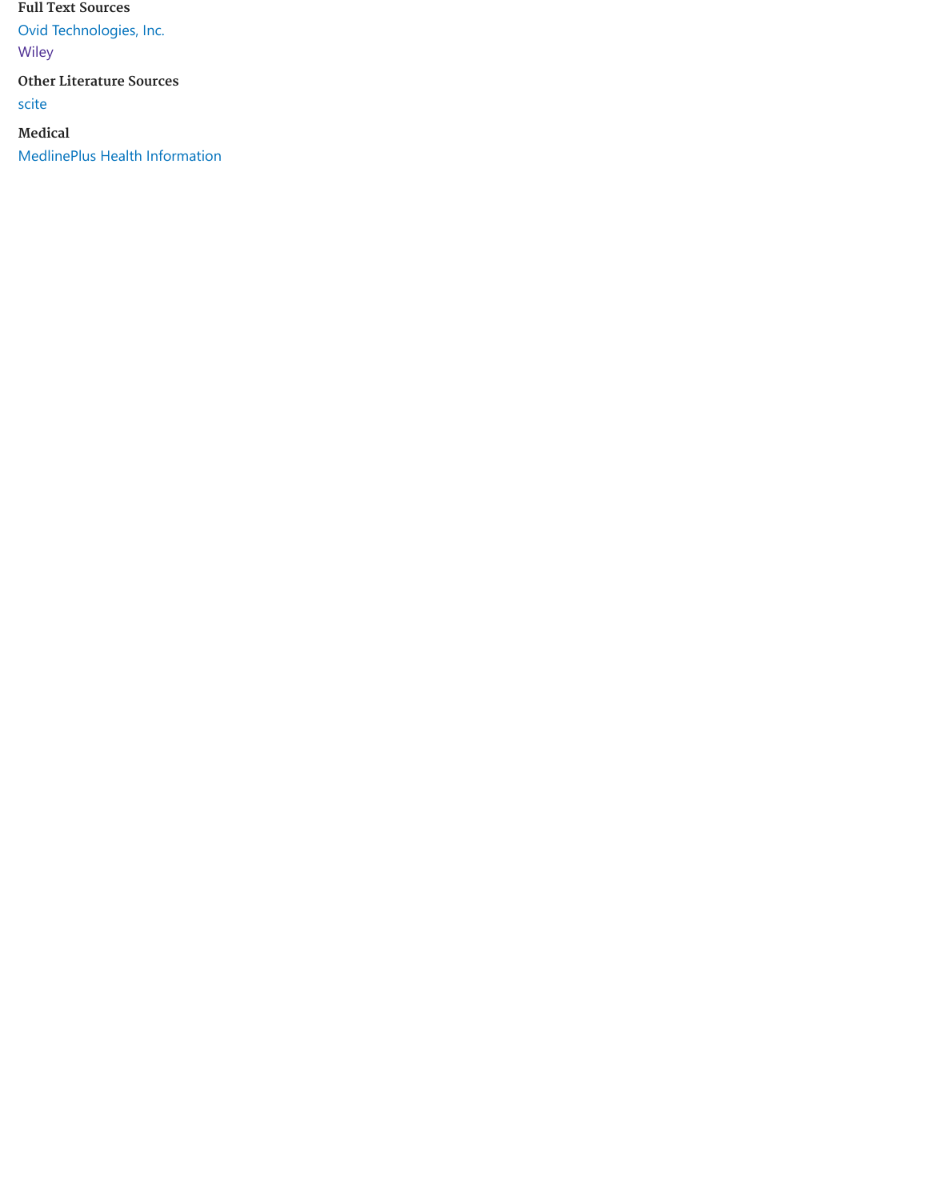**Full Text Sources**

Ovid Technologies, Inc.

Wiley

**Other Literature Sources**

scite

**Medical**

MedlinePlus Health Information